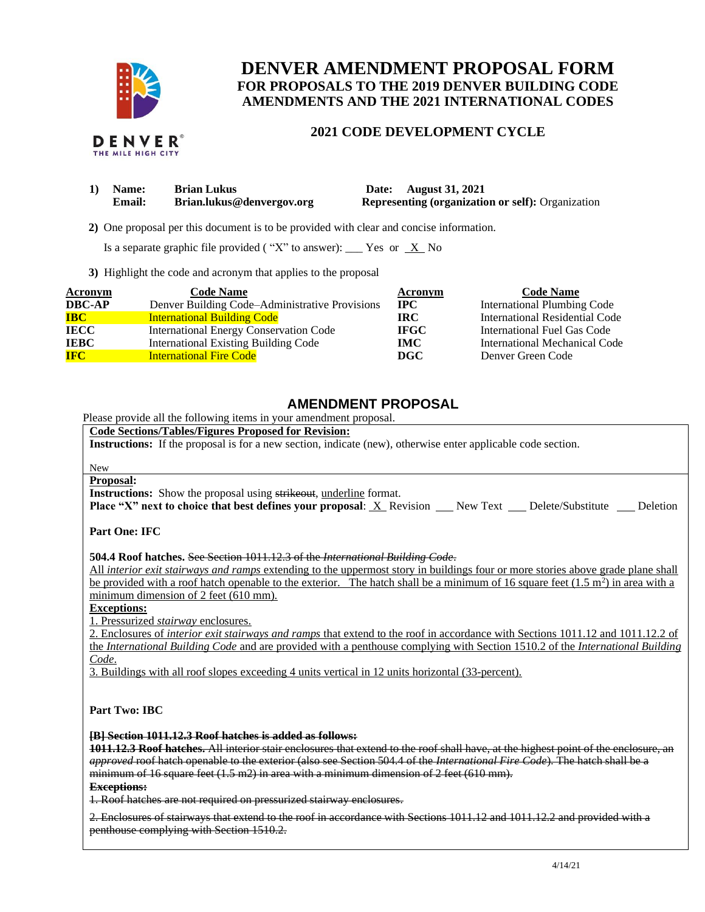# DENVER AMENDMENT PROPOSAL FORM
## FOR PROPOSALS TO THE 2019 DENVER BUILDING CODE AMENDMENTS AND THE 2021 INTERNATIONAL CODES

### 2021 CODE DEVELOPMENT CYCLE

**1) Name:** **Brian Lukus** **Date: August 31, 2021**
**Email:** **Brian.lukus@denvergov.org** **Representing (organization or self):** Organization

**2)** One proposal per this document is to be provided with clear and concise information.

Is a separate graphic file provided ( "X" to answer): ___ Yes or _X_ No

**3)** Highlight the code and acronym that applies to the proposal

| Acronym | Code Name | Acronym | Code Name |
|---|---|---|---|
| **DBC-AP** | Denver Building Code–Administrative Provisions | **IPC** | International Plumbing Code |
| **IBC** | International Building Code | **IRC** | International Residential Code |
| **IECC** | International Energy Conservation Code | **IFGC** | International Fuel Gas Code |
| **IEBC** | International Existing Building Code | **IMC** | International Mechanical Code |
| **IFC** | International Fire Code | **DGC** | Denver Green Code |

## AMENDMENT PROPOSAL

Please provide all the following items in your amendment proposal.

**Code Sections/Tables/Figures Proposed for Revision:**

**Instructions:** If the proposal is for a new section, indicate (new), otherwise enter applicable code section.

New

**Proposal:**

**Instructions:** Show the proposal using ~~strikeout~~, <u>underline</u> format.

**Place "X" next to choice that best defines your proposal**: _X_ Revision ___ New Text ___ Delete/Substitute ___ Deletion

**Part One: IFC**

**504.4 Roof hatches.** ~~See Section 1011.12.3 of the *International Building Code*.~~

<u>All *interior exit stairways and ramps* extending to the uppermost story in buildings four or more stories above grade plane shall be provided with a roof hatch openable to the exterior. The hatch shall be a minimum of 16 square feet (1.5 m$^2$) in area with a minimum dimension of 2 feet (610 mm).</u>

<u>**Exceptions:**</u>

<u>1. Pressurized *stairway* enclosures.</u>

<u>2. Enclosures of *interior exit stairways and ramps* that extend to the roof in accordance with Sections 1011.12 and 1011.12.2 of the *International Building Code* and are provided with a penthouse complying with Section 1510.2 of the *International Building Code*.</u>

<u>3. Buildings with all roof slopes exceeding 4 units vertical in 12 units horizontal (33-percent).</u>

**Part Two: IBC**

~~**[B] Section 1011.12.3 Roof hatches is added as follows:**~~

~~**1011.12.3 Roof hatches.** All interior stair enclosures that extend to the roof shall have, at the highest point of the enclosure, an *approved* roof hatch openable to the exterior (also see Section 504.4 of the *International Fire Code*). The hatch shall be a minimum of 16 square feet (1.5 m2) in area with a minimum dimension of 2 feet (610 mm).~~

~~**Exceptions:**~~

~~1. Roof hatches are not required on pressurized stairway enclosures.~~

~~2. Enclosures of stairways that extend to the roof in accordance with Sections 1011.12 and 1011.12.2 and provided with a penthouse complying with Section 1510.2.~~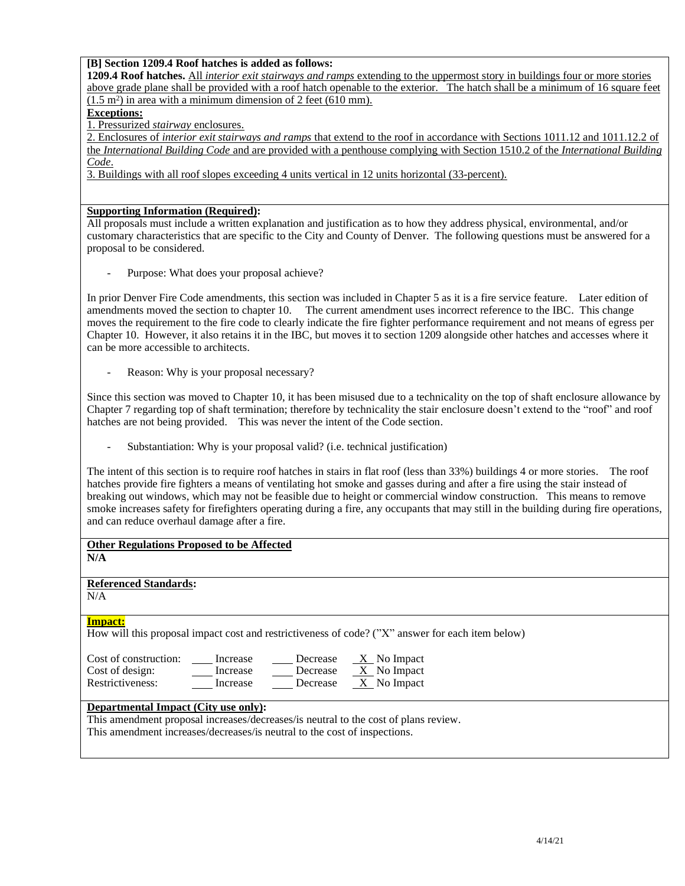**[B] Section 1209.4 Roof hatches is added as follows:**

**1209.4 Roof hatches.** All *interior exit stairways and ramps* extending to the uppermost story in buildings four or more stories above grade plane shall be provided with a roof hatch openable to the exterior. The hatch shall be a minimum of 16 square feet (1.5 m²) in area with a minimum dimension of 2 feet (610 mm).

**Exceptions:**

1. Pressurized *stairway* enclosures.
2. Enclosures of *interior exit stairways and ramps* that extend to the roof in accordance with Sections 1011.12 and 1011.12.2 of the *International Building Code* and are provided with a penthouse complying with Section 1510.2 of the *International Building Code*.
3. Buildings with all roof slopes exceeding 4 units vertical in 12 units horizontal (33-percent).

**Supporting Information (Required):**

All proposals must include a written explanation and justification as to how they address physical, environmental, and/or customary characteristics that are specific to the City and County of Denver. The following questions must be answered for a proposal to be considered.

- Purpose: What does your proposal achieve?

In prior Denver Fire Code amendments, this section was included in Chapter 5 as it is a fire service feature. Later edition of amendments moved the section to chapter 10. The current amendment uses incorrect reference to the IBC. This change moves the requirement to the fire code to clearly indicate the fire fighter performance requirement and not means of egress per Chapter 10. However, it also retains it in the IBC, but moves it to section 1209 alongside other hatches and accesses where it can be more accessible to architects.

- Reason: Why is your proposal necessary?

Since this section was moved to Chapter 10, it has been misused due to a technicality on the top of shaft enclosure allowance by Chapter 7 regarding top of shaft termination; therefore by technicality the stair enclosure doesn't extend to the "roof" and roof hatches are not being provided. This was never the intent of the Code section.

- Substantiation: Why is your proposal valid? (i.e. technical justification)

The intent of this section is to require roof hatches in stairs in flat roof (less than 33%) buildings 4 or more stories. The roof hatches provide fire fighters a means of ventilating hot smoke and gasses during and after a fire using the stair instead of breaking out windows, which may not be feasible due to height or commercial window construction. This means to remove smoke increases safety for firefighters operating during a fire, any occupants that may still in the building during fire operations, and can reduce overhaul damage after a fire.

**Other Regulations Proposed to be Affected**

**N/A**

**Referenced Standards:**

N/A

**Impact:**

How will this proposal impact cost and restrictiveness of code? ("X" answer for each item below)

| | | | |
|---|---|---|---|
| Cost of construction: | ___ Increase | ___ Decrease | X No Impact |
| Cost of design: | ___ Increase | ___ Decrease | X No Impact |
| Restrictiveness: | ___ Increase | ___ Decrease | X No Impact |

**Departmental Impact (City use only):**

This amendment proposal increases/decreases/is neutral to the cost of plans review.
This amendment increases/decreases/is neutral to the cost of inspections.